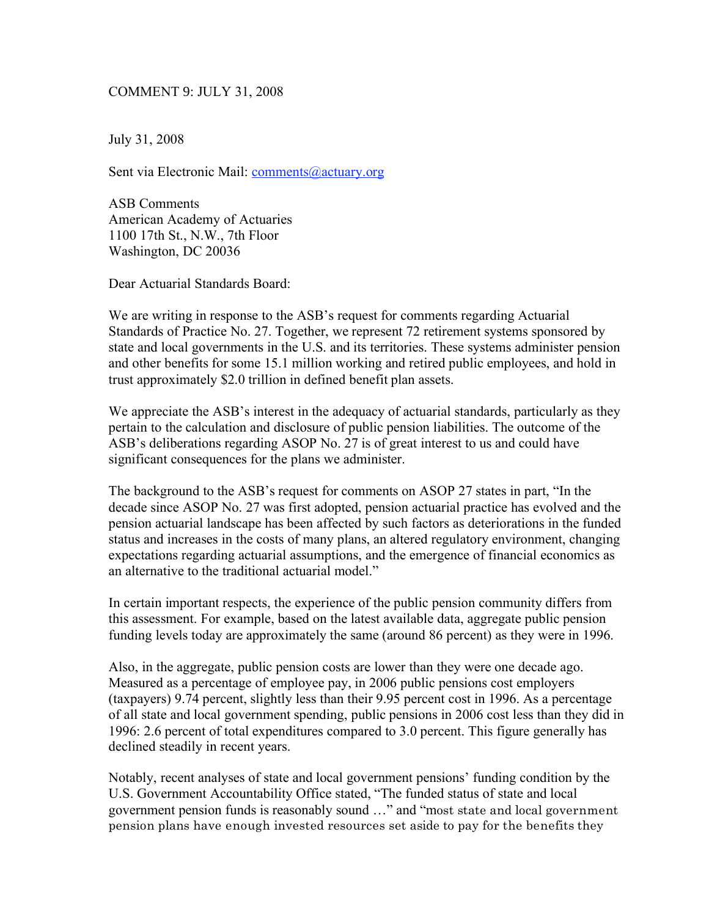COMMENT 9: JULY 31, 2008

July 31, 2008

Sent via Electronic Mail: comments@actuary.org

ASB Comments
American Academy of Actuaries
1100 17th St., N.W., 7th Floor
Washington, DC 20036

Dear Actuarial Standards Board:

We are writing in response to the ASB's request for comments regarding Actuarial Standards of Practice No. 27. Together, we represent 72 retirement systems sponsored by state and local governments in the U.S. and its territories. These systems administer pension and other benefits for some 15.1 million working and retired public employees, and hold in trust approximately $2.0 trillion in defined benefit plan assets.

We appreciate the ASB's interest in the adequacy of actuarial standards, particularly as they pertain to the calculation and disclosure of public pension liabilities. The outcome of the ASB's deliberations regarding ASOP No. 27 is of great interest to us and could have significant consequences for the plans we administer.

The background to the ASB's request for comments on ASOP 27 states in part, "In the decade since ASOP No. 27 was first adopted, pension actuarial practice has evolved and the pension actuarial landscape has been affected by such factors as deteriorations in the funded status and increases in the costs of many plans, an altered regulatory environment, changing expectations regarding actuarial assumptions, and the emergence of financial economics as an alternative to the traditional actuarial model."

In certain important respects, the experience of the public pension community differs from this assessment. For example, based on the latest available data, aggregate public pension funding levels today are approximately the same (around 86 percent) as they were in 1996.

Also, in the aggregate, public pension costs are lower than they were one decade ago. Measured as a percentage of employee pay, in 2006 public pensions cost employers (taxpayers) 9.74 percent, slightly less than their 9.95 percent cost in 1996. As a percentage of all state and local government spending, public pensions in 2006 cost less than they did in 1996: 2.6 percent of total expenditures compared to 3.0 percent. This figure generally has declined steadily in recent years.

Notably, recent analyses of state and local government pensions' funding condition by the U.S. Government Accountability Office stated, "The funded status of state and local government pension funds is reasonably sound …" and "most state and local government pension plans have enough invested resources set aside to pay for the benefits they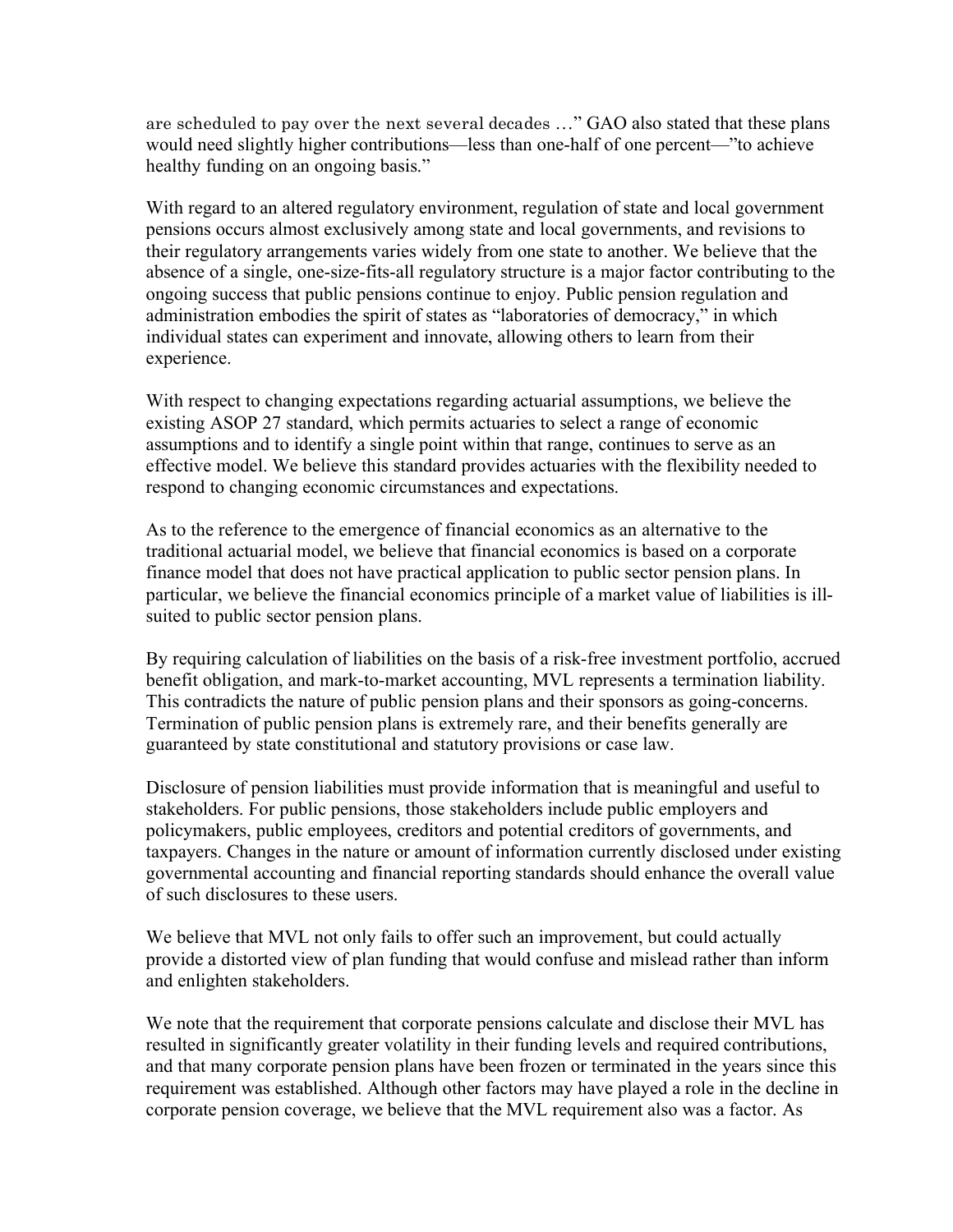are scheduled to pay over the next several decades …" GAO also stated that these plans would need slightly higher contributions—less than one-half of one percent—"to achieve healthy funding on an ongoing basis."

With regard to an altered regulatory environment, regulation of state and local government pensions occurs almost exclusively among state and local governments, and revisions to their regulatory arrangements varies widely from one state to another. We believe that the absence of a single, one-size-fits-all regulatory structure is a major factor contributing to the ongoing success that public pensions continue to enjoy. Public pension regulation and administration embodies the spirit of states as "laboratories of democracy," in which individual states can experiment and innovate, allowing others to learn from their experience.

With respect to changing expectations regarding actuarial assumptions, we believe the existing ASOP 27 standard, which permits actuaries to select a range of economic assumptions and to identify a single point within that range, continues to serve as an effective model. We believe this standard provides actuaries with the flexibility needed to respond to changing economic circumstances and expectations.

As to the reference to the emergence of financial economics as an alternative to the traditional actuarial model, we believe that financial economics is based on a corporate finance model that does not have practical application to public sector pension plans. In particular, we believe the financial economics principle of a market value of liabilities is ill-suited to public sector pension plans.

By requiring calculation of liabilities on the basis of a risk-free investment portfolio, accrued benefit obligation, and mark-to-market accounting, MVL represents a termination liability. This contradicts the nature of public pension plans and their sponsors as going-concerns. Termination of public pension plans is extremely rare, and their benefits generally are guaranteed by state constitutional and statutory provisions or case law.

Disclosure of pension liabilities must provide information that is meaningful and useful to stakeholders. For public pensions, those stakeholders include public employers and policymakers, public employees, creditors and potential creditors of governments, and taxpayers. Changes in the nature or amount of information currently disclosed under existing governmental accounting and financial reporting standards should enhance the overall value of such disclosures to these users.

We believe that MVL not only fails to offer such an improvement, but could actually provide a distorted view of plan funding that would confuse and mislead rather than inform and enlighten stakeholders.

We note that the requirement that corporate pensions calculate and disclose their MVL has resulted in significantly greater volatility in their funding levels and required contributions, and that many corporate pension plans have been frozen or terminated in the years since this requirement was established. Although other factors may have played a role in the decline in corporate pension coverage, we believe that the MVL requirement also was a factor. As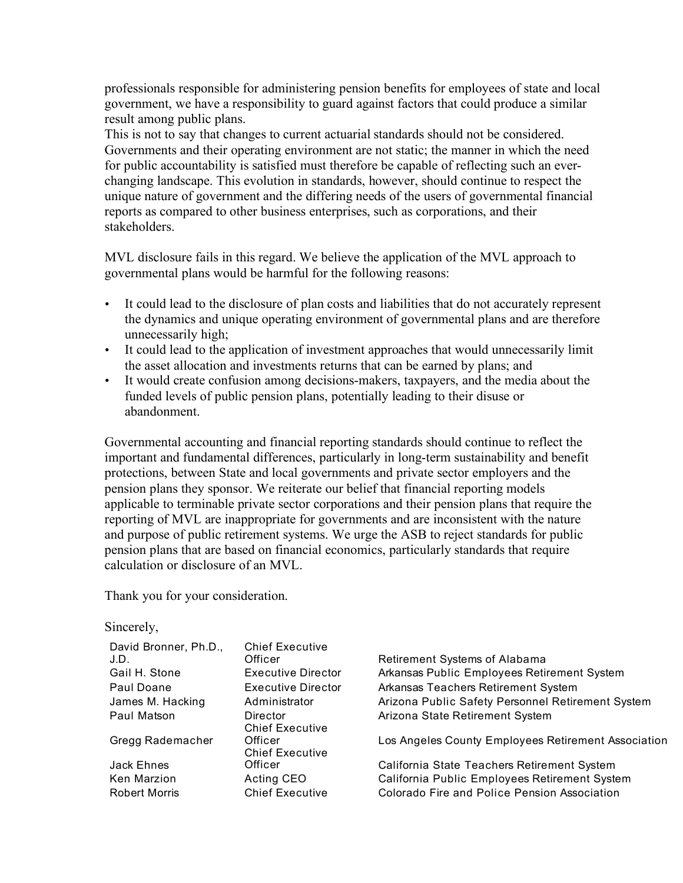professionals responsible for administering pension benefits for employees of state and local government, we have a responsibility to guard against factors that could produce a similar result among public plans.
This is not to say that changes to current actuarial standards should not be considered. Governments and their operating environment are not static; the manner in which the need for public accountability is satisfied must therefore be capable of reflecting such an ever-changing landscape. This evolution in standards, however, should continue to respect the unique nature of government and the differing needs of the users of governmental financial reports as compared to other business enterprises, such as corporations, and their stakeholders.

MVL disclosure fails in this regard. We believe the application of the MVL approach to governmental plans would be harmful for the following reasons:

- It could lead to the disclosure of plan costs and liabilities that do not accurately represent the dynamics and unique operating environment of governmental plans and are therefore unnecessarily high;
- It could lead to the application of investment approaches that would unnecessarily limit the asset allocation and investments returns that can be earned by plans; and
- It would create confusion among decisions-makers, taxpayers, and the media about the funded levels of public pension plans, potentially leading to their disuse or abandonment.

Governmental accounting and financial reporting standards should continue to reflect the important and fundamental differences, particularly in long-term sustainability and benefit protections, between State and local governments and private sector employers and the pension plans they sponsor. We reiterate our belief that financial reporting models applicable to terminable private sector corporations and their pension plans that require the reporting of MVL are inappropriate for governments and are inconsistent with the nature and purpose of public retirement systems. We urge the ASB to reject standards for public pension plans that are based on financial economics, particularly standards that require calculation or disclosure of an MVL.

Thank you for your consideration.

Sincerely,

| | | |
|---|---|---|
| David Bronner, Ph.D., J.D. | Chief Executive Officer | Retirement Systems of Alabama |
| Gail H. Stone | Executive Director | Arkansas Public Employees Retirement System |
| Paul Doane | Executive Director | Arkansas Teachers Retirement System |
| James M. Hacking | Administrator | Arizona Public Safety Personnel Retirement System |
| Paul Matson | Director | Arizona State Retirement System |
| Gregg Rademacher | Chief Executive Officer | Los Angeles County Employees Retirement Association |
| Jack Ehnes | Chief Executive Officer | California State Teachers Retirement System |
| Ken Marzion | Acting CEO | California Public Employees Retirement System |
| Robert Morris | Chief Executive | Colorado Fire and Police Pension Association |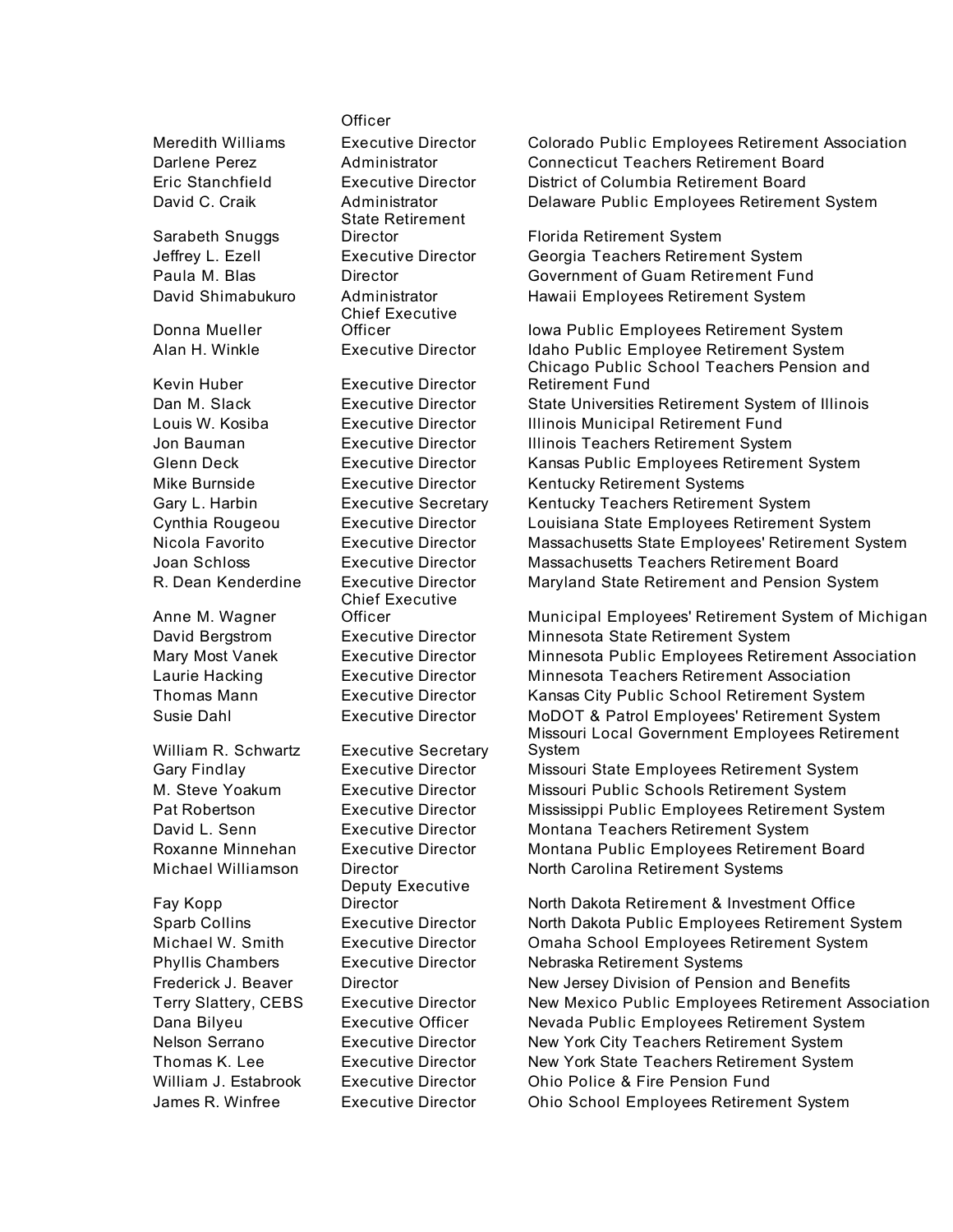| | Officer | |
|---|---|---|
| Meredith Williams | Executive Director | Colorado Public Employees Retirement Association |
| Darlene Perez | Administrator | Connecticut Teachers Retirement Board |
| Eric Stanchfield | Executive Director | District of Columbia Retirement Board |
| David C. Craik | Administrator | Delaware Public Employees Retirement System |
| Sarabeth Snuggs | State Retirement Director | Florida Retirement System |
| Jeffrey L. Ezell | Executive Director | Georgia Teachers Retirement System |
| Paula M. Blas | Director | Government of Guam Retirement Fund |
| David Shimabukuro | Administrator | Hawaii Employees Retirement System |
| Donna Mueller | Chief Executive Officer | Iowa Public Employees Retirement System |
| Alan H. Winkle | Executive Director | Idaho Public Employee Retirement System |
| Kevin Huber | Executive Director | Chicago Public School Teachers Pension and Retirement Fund |
| Dan M. Slack | Executive Director | State Universities Retirement System of Illinois |
| Louis W. Kosiba | Executive Director | Illinois Municipal Retirement Fund |
| Jon Bauman | Executive Director | Illinois Teachers Retirement System |
| Glenn Deck | Executive Director | Kansas Public Employees Retirement System |
| Mike Burnside | Executive Director | Kentucky Retirement Systems |
| Gary L. Harbin | Executive Secretary | Kentucky Teachers Retirement System |
| Cynthia Rougeou | Executive Director | Louisiana State Employees Retirement System |
| Nicola Favorito | Executive Director | Massachusetts State Employees' Retirement System |
| Joan Schloss | Executive Director | Massachusetts Teachers Retirement Board |
| R. Dean Kenderdine | Executive Director | Maryland State Retirement and Pension System |
| Anne M. Wagner | Chief Executive Officer | Municipal Employees' Retirement System of Michigan |
| David Bergstrom | Executive Director | Minnesota State Retirement System |
| Mary Most Vanek | Executive Director | Minnesota Public Employees Retirement Association |
| Laurie Hacking | Executive Director | Minnesota Teachers Retirement Association |
| Thomas Mann | Executive Director | Kansas City Public School Retirement System |
| Susie Dahl | Executive Director | MoDOT & Patrol Employees' Retirement System |
| William R. Schwartz | Executive Secretary | Missouri Local Government Employees Retirement System |
| Gary Findlay | Executive Director | Missouri State Employees Retirement System |
| M. Steve Yoakum | Executive Director | Missouri Public Schools Retirement System |
| Pat Robertson | Executive Director | Mississippi Public Employees Retirement System |
| David L. Senn | Executive Director | Montana Teachers Retirement System |
| Roxanne Minnehan | Executive Director | Montana Public Employees Retirement Board |
| Michael Williamson | Director | North Carolina Retirement Systems |
| Fay Kopp | Deputy Executive Director | North Dakota Retirement & Investment Office |
| Sparb Collins | Executive Director | North Dakota Public Employees Retirement System |
| Michael W. Smith | Executive Director | Omaha School Employees Retirement System |
| Phyllis Chambers | Executive Director | Nebraska Retirement Systems |
| Frederick J. Beaver | Director | New Jersey Division of Pension and Benefits |
| Terry Slattery, CEBS | Executive Director | New Mexico Public Employees Retirement Association |
| Dana Bilyeu | Executive Officer | Nevada Public Employees Retirement System |
| Nelson Serrano | Executive Director | New York City Teachers Retirement System |
| Thomas K. Lee | Executive Director | New York State Teachers Retirement System |
| William J. Estabrook | Executive Director | Ohio Police & Fire Pension Fund |
| James R. Winfree | Executive Director | Ohio School Employees Retirement System |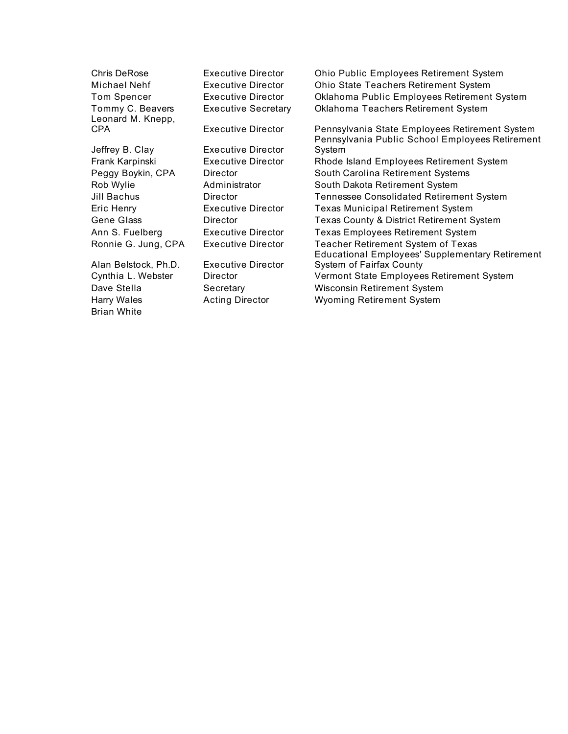| | | |
|---|---|---|
| Chris DeRose | Executive Director | Ohio Public Employees Retirement System |
| Michael Nehf | Executive Director | Ohio State Teachers Retirement System |
| Tom Spencer | Executive Director | Oklahoma Public Employees Retirement System |
| Tommy C. Beavers | Executive Secretary | Oklahoma Teachers Retirement System |
| Leonard M. Knepp, CPA | Executive Director | Pennsylvania State Employees Retirement System |
| Jeffrey B. Clay | Executive Director | Pennsylvania Public School Employees Retirement System |
| Frank Karpinski | Executive Director | Rhode Island Employees Retirement System |
| Peggy Boykin, CPA | Director | South Carolina Retirement Systems |
| Rob Wylie | Administrator | South Dakota Retirement System |
| Jill Bachus | Director | Tennessee Consolidated Retirement System |
| Eric Henry | Executive Director | Texas Municipal Retirement System |
| Gene Glass | Director | Texas County & District Retirement System |
| Ann S. Fuelberg | Executive Director | Texas Employees Retirement System |
| Ronnie G. Jung, CPA | Executive Director | Teacher Retirement System of Texas |
| Alan Belstock, Ph.D. | Executive Director | Educational Employees' Supplementary Retirement System of Fairfax County |
| Cynthia L. Webster | Director | Vermont State Employees Retirement System |
| Dave Stella | Secretary | Wisconsin Retirement System |
| Harry Wales | Acting Director | Wyoming Retirement System |
| Brian White | | |